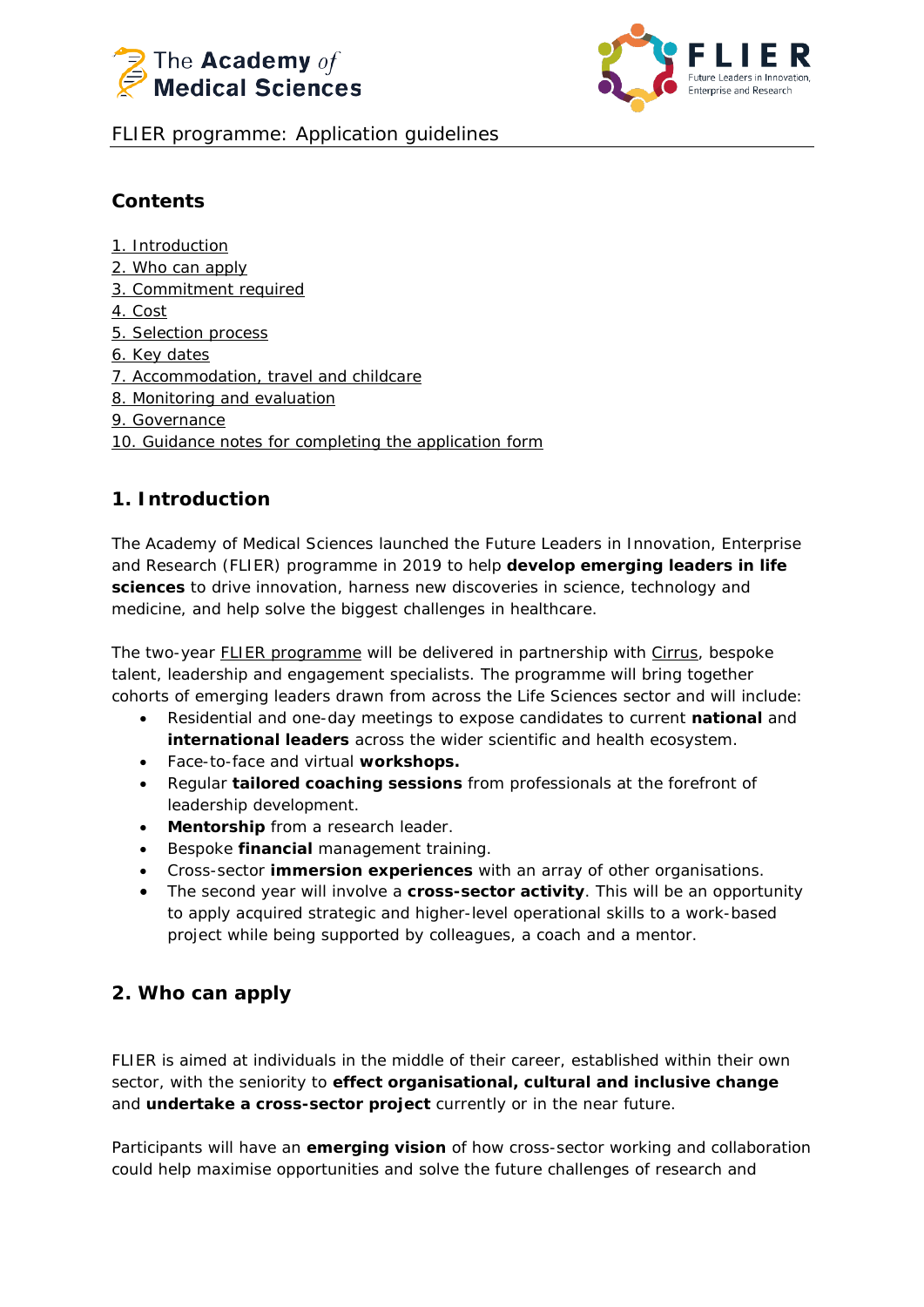FLIER programme: Application guidelines

## Contents

1. Introduction
2. Who can apply
3. Commitment required
4. Cost
5. Selection process
6. Key dates
7. Accommodation, travel and childcare
8. Monitoring and evaluation
9. Governance
10. Guidance notes for completing the application form

## 1. Introduction

The Academy of Medical Sciences launched the Future Leaders in Innovation, Enterprise and Research (FLIER) programme in 2019 to help **develop emerging leaders in life sciences** to drive innovation, harness new discoveries in science, technology and medicine, and help solve the biggest challenges in healthcare.

The two-year FLIER programme will be delivered in partnership with Cirrus, bespoke talent, leadership and engagement specialists. The programme will bring together cohorts of emerging leaders drawn from across the Life Sciences sector and will include:

- Residential and one-day meetings to expose candidates to current **national** and **international leaders** across the wider scientific and health ecosystem.
- Face-to-face and virtual **workshops.**
- Regular **tailored coaching sessions** from professionals at the forefront of leadership development.
- **Mentorship** from a research leader.
- Bespoke **financial** management training.
- Cross-sector **immersion experiences** with an array of other organisations.
- The second year will involve a **cross-sector activity**. This will be an opportunity to apply acquired strategic and higher-level operational skills to a work-based project while being supported by colleagues, a coach and a mentor.

## 2. Who can apply

FLIER is aimed at individuals in the middle of their career, established within their own sector, with the seniority to **effect organisational, cultural and inclusive change** and **undertake a cross-sector project** currently or in the near future.

Participants will have an **emerging vision** of how cross-sector working and collaboration could help maximise opportunities and solve the future challenges of research and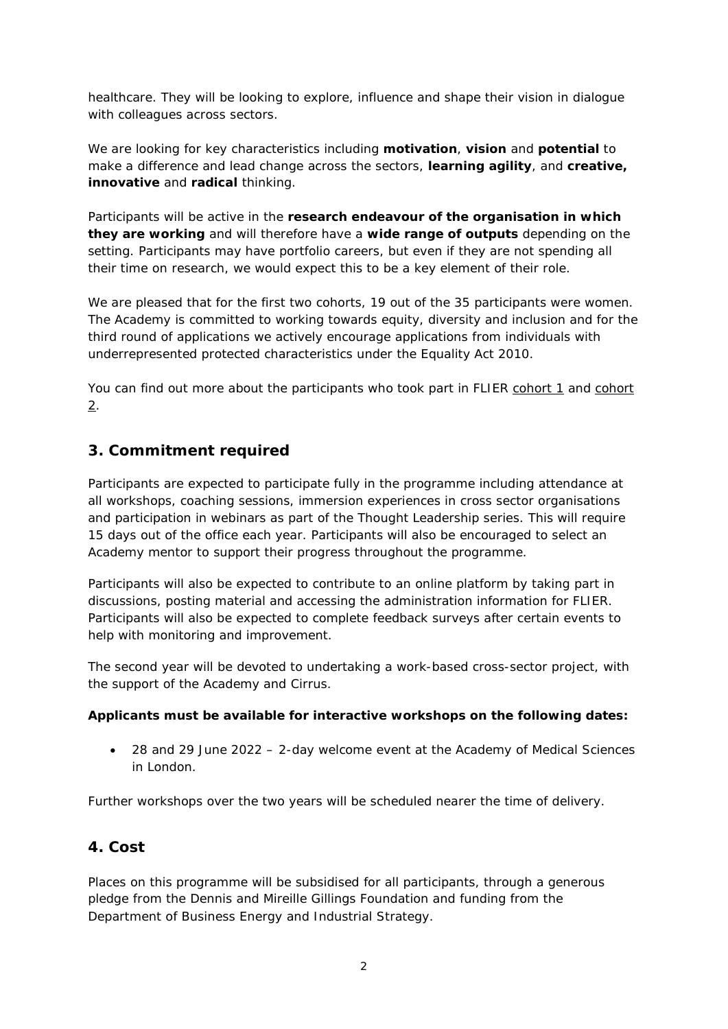healthcare. They will be looking to explore, influence and shape their vision in dialogue with colleagues across sectors.

We are looking for key characteristics including **motivation**, **vision** and **potential** to make a difference and lead change across the sectors, **learning agility**, and **creative, innovative** and **radical** thinking.

Participants will be active in the **research endeavour of the organisation in which they are working** and will therefore have a **wide range of outputs** depending on the setting. Participants may have portfolio careers, but even if they are not spending all their time on research, we would expect this to be a key element of their role.

We are pleased that for the first two cohorts, 19 out of the 35 participants were women. The Academy is committed to working towards equity, diversity and inclusion and for the third round of applications we actively encourage applications from individuals with underrepresented protected characteristics under the Equality Act 2010.

You can find out more about the participants who took part in FLIER cohort 1 and cohort 2.

## 3. Commitment required

Participants are expected to participate fully in the programme including attendance at all workshops, coaching sessions, immersion experiences in cross sector organisations and participation in webinars as part of the Thought Leadership series. This will require 15 days out of the office each year. Participants will also be encouraged to select an Academy mentor to support their progress throughout the programme.

Participants will also be expected to contribute to an online platform by taking part in discussions, posting material and accessing the administration information for FLIER. Participants will also be expected to complete feedback surveys after certain events to help with monitoring and improvement.

The second year will be devoted to undertaking a work-based cross-sector project, with the support of the Academy and Cirrus.

**Applicants must be available for interactive workshops on the following dates:**

- 28 and 29 June 2022 – 2-day welcome event at the Academy of Medical Sciences in London.

Further workshops over the two years will be scheduled nearer the time of delivery.

## 4. Cost

Places on this programme will be subsidised for all participants, through a generous pledge from the Dennis and Mireille Gillings Foundation and funding from the Department of Business Energy and Industrial Strategy.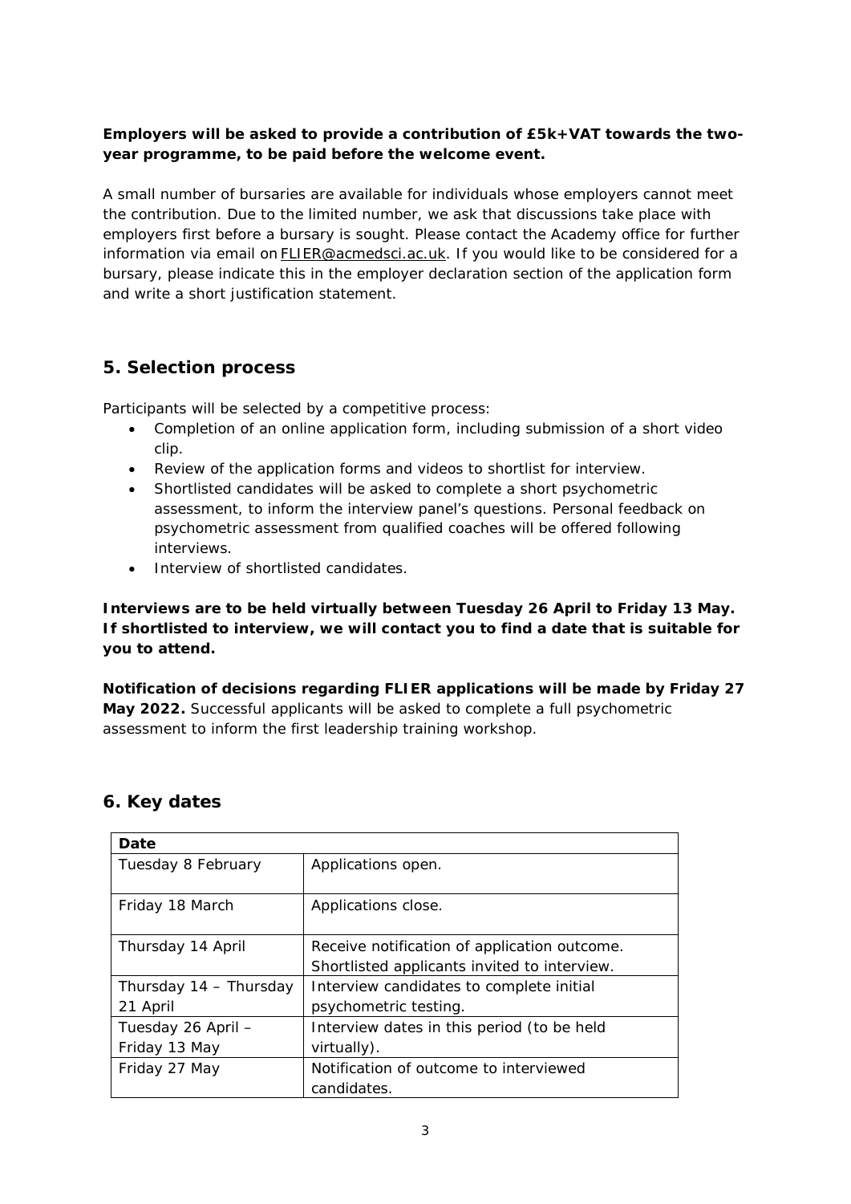**Employers will be asked to provide a contribution of £5k+VAT towards the two-year programme, to be paid before the welcome event.**

A small number of bursaries are available for individuals whose employers cannot meet the contribution. Due to the limited number, we ask that discussions take place with employers first before a bursary is sought. Please contact the Academy office for further information via email on FLIER@acmedsci.ac.uk. If you would like to be considered for a bursary, please indicate this in the employer declaration section of the application form and write a short justification statement.

## 5. Selection process

Participants will be selected by a competitive process:

- Completion of an online application form, including submission of a short video clip.
- Review of the application forms and videos to shortlist for interview.
- Shortlisted candidates will be asked to complete a short psychometric assessment, to inform the interview panel's questions. Personal feedback on psychometric assessment from qualified coaches will be offered following interviews.
- Interview of shortlisted candidates.

**Interviews are to be held virtually between Tuesday 26 April to Friday 13 May. If shortlisted to interview, we will contact you to find a date that is suitable for you to attend.**

**Notification of decisions regarding FLIER applications will be made by Friday 27 May 2022.** Successful applicants will be asked to complete a full psychometric assessment to inform the first leadership training workshop.

## 6. Key dates

| Date | |
|---|---|
| Tuesday 8 February | Applications open. |
| Friday 18 March | Applications close. |
| Thursday 14 April | Receive notification of application outcome. Shortlisted applicants invited to interview. |
| Thursday 14 – Thursday 21 April | Interview candidates to complete initial psychometric testing. |
| Tuesday 26 April – Friday 13 May | Interview dates in this period (to be held virtually). |
| Friday 27 May | Notification of outcome to interviewed candidates. |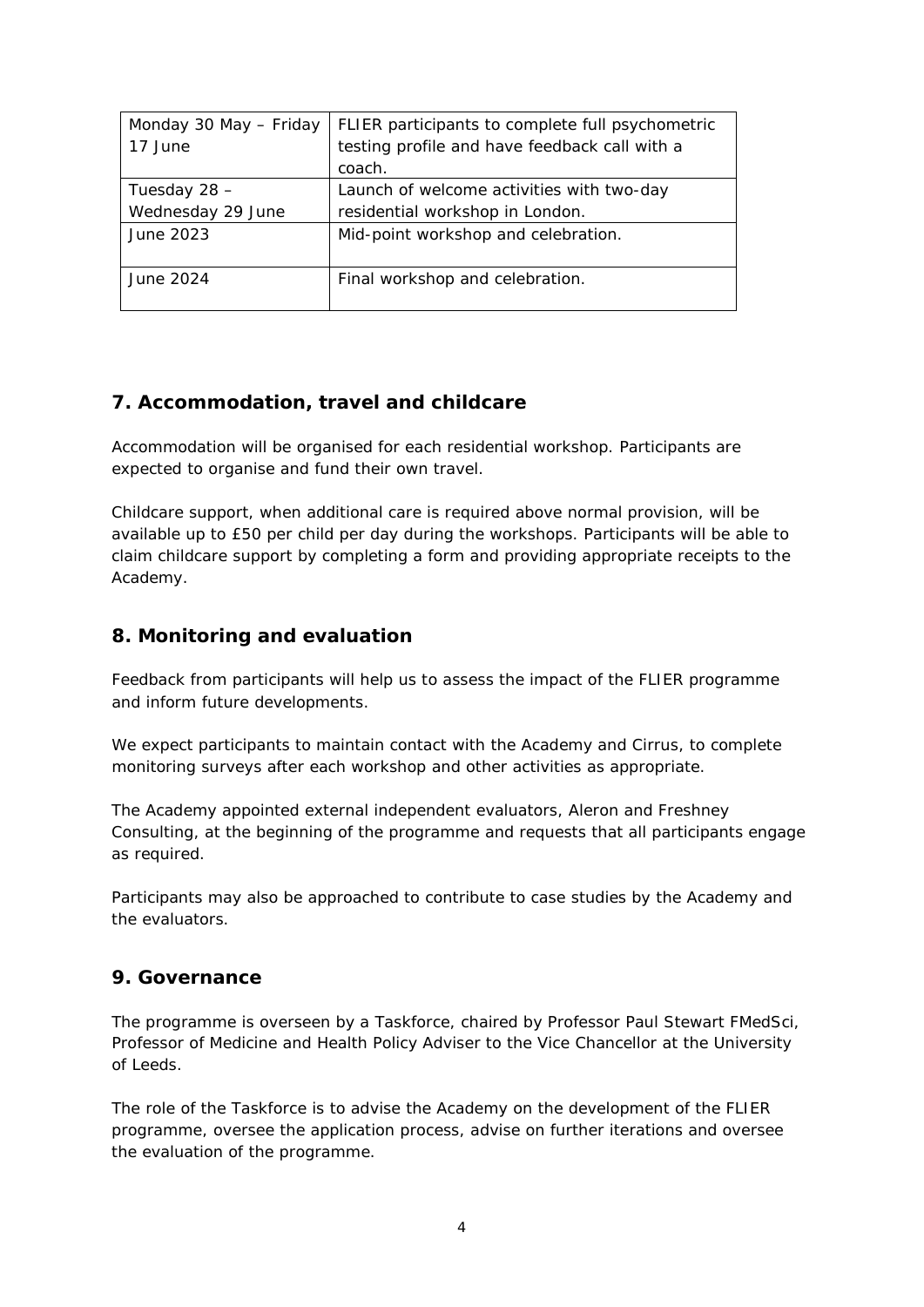| Monday 30 May – Friday 17 June | FLIER participants to complete full psychometric testing profile and have feedback call with a coach. |
|---|---|
| Tuesday 28 – Wednesday 29 June | Launch of welcome activities with two-day residential workshop in London. |
| June 2023 | Mid-point workshop and celebration. |
| June 2024 | Final workshop and celebration. |

## 7. Accommodation, travel and childcare

Accommodation will be organised for each residential workshop. Participants are expected to organise and fund their own travel.

Childcare support, when additional care is required above normal provision, will be available up to £50 per child per day during the workshops. Participants will be able to claim childcare support by completing a form and providing appropriate receipts to the Academy.

## 8. Monitoring and evaluation

Feedback from participants will help us to assess the impact of the FLIER programme and inform future developments.

We expect participants to maintain contact with the Academy and Cirrus, to complete monitoring surveys after each workshop and other activities as appropriate.

The Academy appointed external independent evaluators, Aleron and Freshney Consulting, at the beginning of the programme and requests that all participants engage as required.

Participants may also be approached to contribute to case studies by the Academy and the evaluators.

## 9. Governance

The programme is overseen by a Taskforce, chaired by Professor Paul Stewart FMedSci, Professor of Medicine and Health Policy Adviser to the Vice Chancellor at the University of Leeds.

The role of the Taskforce is to advise the Academy on the development of the FLIER programme, oversee the application process, advise on further iterations and oversee the evaluation of the programme.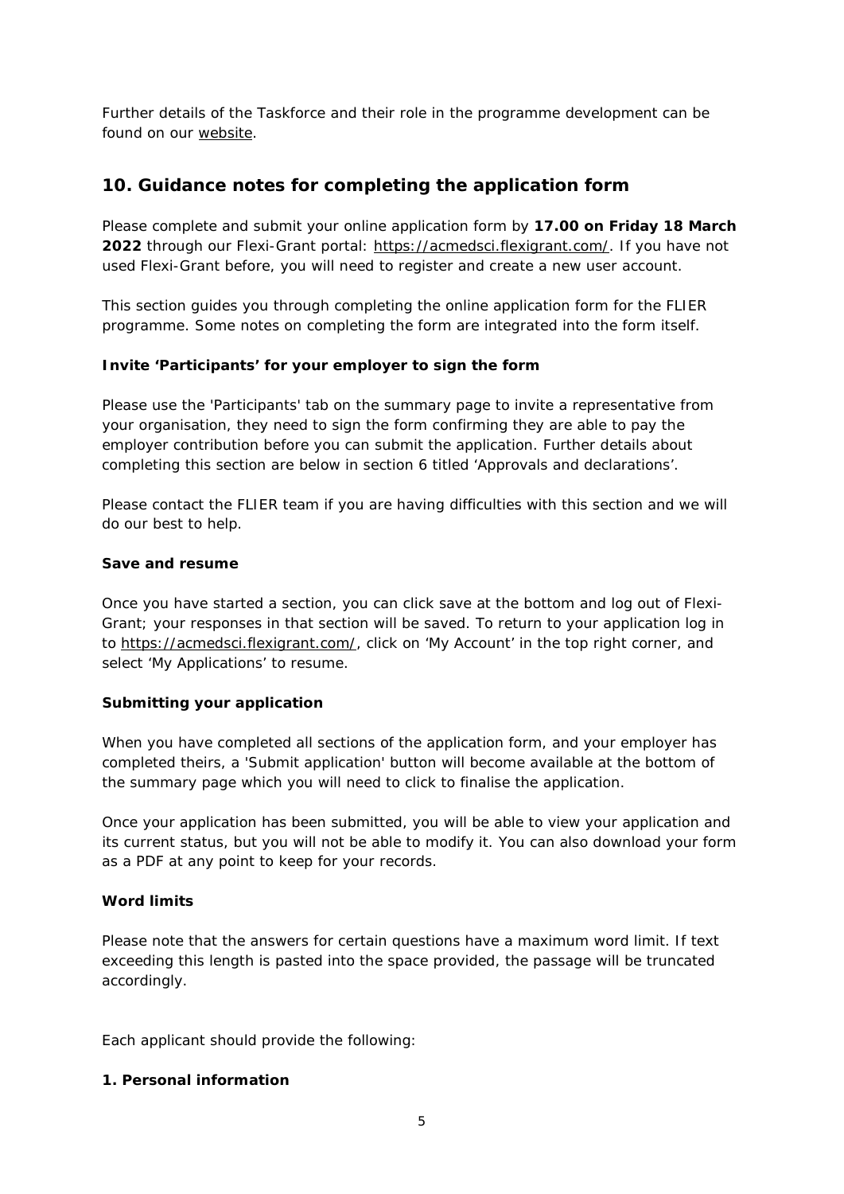Further details of the Taskforce and their role in the programme development can be found on our website.

## 10. Guidance notes for completing the application form

Please complete and submit your online application form by **17.00 on Friday 18 March 2022** through our Flexi-Grant portal: https://acmedsci.flexigrant.com/. If you have not used Flexi-Grant before, you will need to register and create a new user account.

This section guides you through completing the online application form for the FLIER programme. Some notes on completing the form are integrated into the form itself.

**Invite 'Participants' for your employer to sign the form**

Please use the 'Participants' tab on the summary page to invite a representative from your organisation, they need to sign the form confirming they are able to pay the employer contribution before you can submit the application. Further details about completing this section are below in section 6 titled 'Approvals and declarations'.

Please contact the FLIER team if you are having difficulties with this section and we will do our best to help.

**Save and resume**

Once you have started a section, you can click save at the bottom and log out of Flexi-Grant; your responses in that section will be saved. To return to your application log in to https://acmedsci.flexigrant.com/, click on 'My Account' in the top right corner, and select 'My Applications' to resume.

**Submitting your application**

When you have completed all sections of the application form, and your employer has completed theirs, a 'Submit application' button will become available at the bottom of the summary page which you will need to click to finalise the application.

Once your application has been submitted, you will be able to view your application and its current status, but you will not be able to modify it. You can also download your form as a PDF at any point to keep for your records.

**Word limits**

Please note that the answers for certain questions have a maximum word limit. If text exceeding this length is pasted into the space provided, the passage will be truncated accordingly.

Each applicant should provide the following:

**1. Personal information**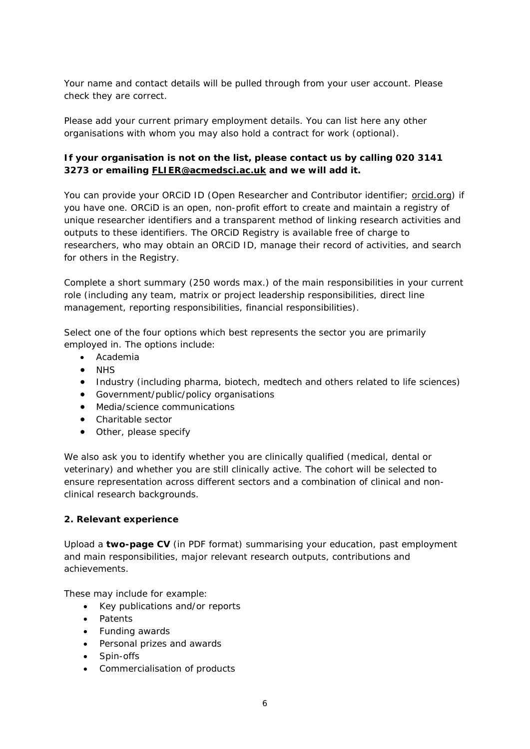Your name and contact details will be pulled through from your user account. Please check they are correct.

Please add your current primary employment details. You can list here any other organisations with whom you may also hold a contract for work (optional).

**If your organisation is not on the list, please contact us by calling 020 3141 3273 or emailing FLIER@acmedsci.ac.uk and we will add it.**

You can provide your ORCiD ID (Open Researcher and Contributor identifier; orcid.org) if you have one. ORCiD is an open, non-profit effort to create and maintain a registry of unique researcher identifiers and a transparent method of linking research activities and outputs to these identifiers. The ORCiD Registry is available free of charge to researchers, who may obtain an ORCiD ID, manage their record of activities, and search for others in the Registry.

Complete a short summary (250 words max.) of the main responsibilities in your current role (including any team, matrix or project leadership responsibilities, direct line management, reporting responsibilities, financial responsibilities).

Select one of the four options which best represents the sector you are primarily employed in. The options include:

- Academia
- NHS
- Industry (including pharma, biotech, medtech and others related to life sciences)
- Government/public/policy organisations
- Media/science communications
- Charitable sector
- Other, please specify

We also ask you to identify whether you are clinically qualified (medical, dental or veterinary) and whether you are still clinically active. The cohort will be selected to ensure representation across different sectors and a combination of clinical and non-clinical research backgrounds.

**2. Relevant experience**

Upload a **two-page CV** (in PDF format) summarising your education, past employment and main responsibilities, major relevant research outputs, contributions and achievements.

These may include for example:

- Key publications and/or reports
- Patents
- Funding awards
- Personal prizes and awards
- Spin-offs
- Commercialisation of products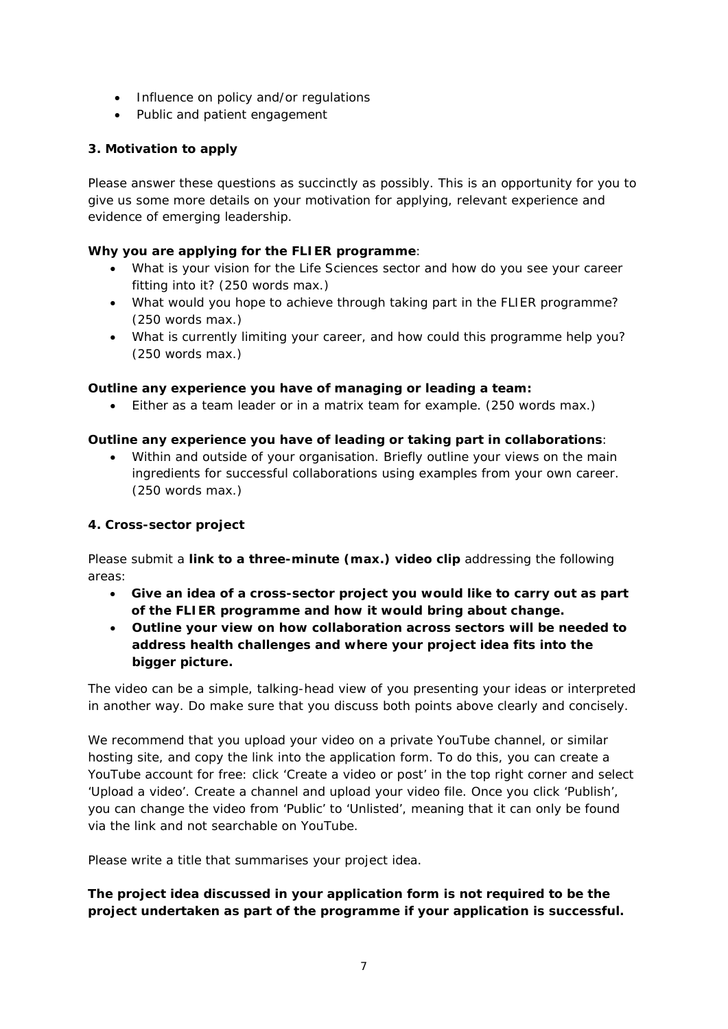- Influence on policy and/or regulations
- Public and patient engagement

### 3. Motivation to apply

Please answer these questions as succinctly as possibly. This is an opportunity for you to give us some more details on your motivation for applying, relevant experience and evidence of emerging leadership.

**Why you are applying for the FLIER programme**:

- What is your vision for the Life Sciences sector and how do you see your career fitting into it? (250 words max.)
- What would you hope to achieve through taking part in the FLIER programme? (250 words max.)
- What is currently limiting your career, and how could this programme help you? (250 words max.)

**Outline any experience you have of managing or leading a team:**

- Either as a team leader or in a matrix team for example. (250 words max.)

**Outline any experience you have of leading or taking part in collaborations**:

- Within and outside of your organisation. Briefly outline your views on the main ingredients for successful collaborations using examples from your own career. (250 words max.)

### 4. Cross-sector project

Please submit a **link to a three-minute (max.) video clip** addressing the following areas:

- **Give an idea of a cross-sector project you would like to carry out as part of the FLIER programme and how it would bring about change.**
- **Outline your view on how collaboration across sectors will be needed to address health challenges and where your project idea fits into the bigger picture.**

The video can be a simple, talking-head view of you presenting your ideas or interpreted in another way. Do make sure that you discuss both points above clearly and concisely.

We recommend that you upload your video on a private YouTube channel, or similar hosting site, and copy the link into the application form. To do this, you can create a YouTube account for free: click 'Create a video or post' in the top right corner and select 'Upload a video'. Create a channel and upload your video file. Once you click 'Publish', you can change the video from 'Public' to 'Unlisted', meaning that it can only be found via the link and not searchable on YouTube.

Please write a title that summarises your project idea.

**The project idea discussed in your application form is not required to be the project undertaken as part of the programme if your application is successful.**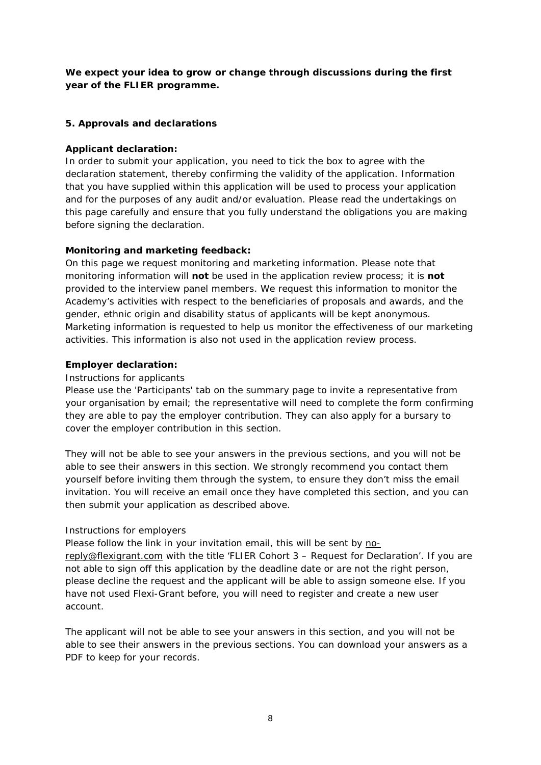**We expect your idea to grow or change through discussions during the first year of the FLIER programme.**

### 5. Approvals and declarations

**Applicant declaration:**

In order to submit your application, you need to tick the box to agree with the declaration statement, thereby confirming the validity of the application. Information that you have supplied within this application will be used to process your application and for the purposes of any audit and/or evaluation. Please read the undertakings on this page carefully and ensure that you fully understand the obligations you are making before signing the declaration.

**Monitoring and marketing feedback:**

On this page we request monitoring and marketing information. Please note that monitoring information will **not** be used in the application review process; it is **not** provided to the interview panel members. We request this information to monitor the Academy's activities with respect to the beneficiaries of proposals and awards, and the gender, ethnic origin and disability status of applicants will be kept anonymous. Marketing information is requested to help us monitor the effectiveness of our marketing activities. This information is also not used in the application review process.

**Employer declaration:**

Instructions for applicants

Please use the 'Participants' tab on the summary page to invite a representative from your organisation by email; the representative will need to complete the form confirming they are able to pay the employer contribution. They can also apply for a bursary to cover the employer contribution in this section.

They will not be able to see your answers in the previous sections, and you will not be able to see their answers in this section. We strongly recommend you contact them yourself before inviting them through the system, to ensure they don't miss the email invitation. You will receive an email once they have completed this section, and you can then submit your application as described above.

Instructions for employers

Please follow the link in your invitation email, this will be sent by no-reply@flexigrant.com with the title 'FLIER Cohort 3 – Request for Declaration'. If you are not able to sign off this application by the deadline date or are not the right person, please decline the request and the applicant will be able to assign someone else. If you have not used Flexi-Grant before, you will need to register and create a new user account.

The applicant will not be able to see your answers in this section, and you will not be able to see their answers in the previous sections. You can download your answers as a PDF to keep for your records.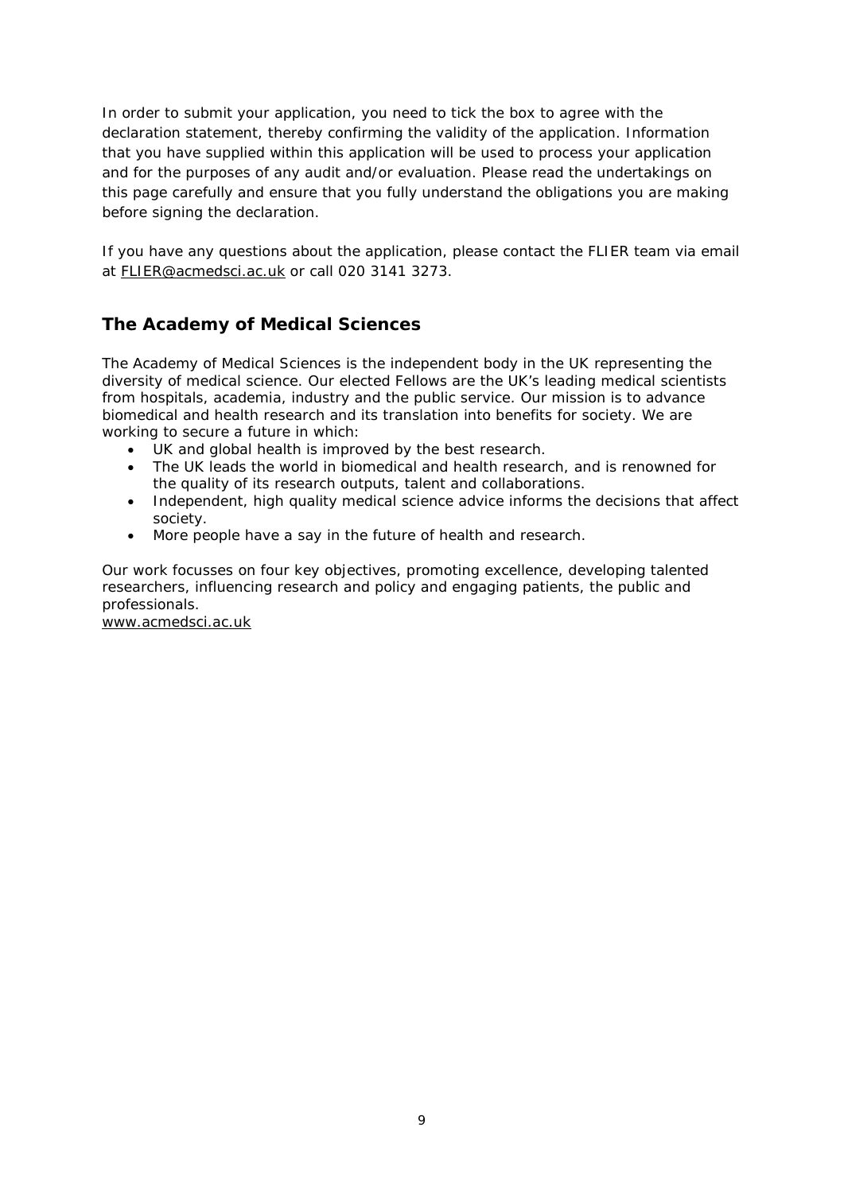In order to submit your application, you need to tick the box to agree with the declaration statement, thereby confirming the validity of the application. Information that you have supplied within this application will be used to process your application and for the purposes of any audit and/or evaluation. Please read the undertakings on this page carefully and ensure that you fully understand the obligations you are making before signing the declaration.

If you have any questions about the application, please contact the FLIER team via email at FLIER@acmedsci.ac.uk or call 020 3141 3273.

## The Academy of Medical Sciences

The Academy of Medical Sciences is the independent body in the UK representing the diversity of medical science. Our elected Fellows are the UK's leading medical scientists from hospitals, academia, industry and the public service. Our mission is to advance biomedical and health research and its translation into benefits for society. We are working to secure a future in which:

- UK and global health is improved by the best research.
- The UK leads the world in biomedical and health research, and is renowned for the quality of its research outputs, talent and collaborations.
- Independent, high quality medical science advice informs the decisions that affect society.
- More people have a say in the future of health and research.

Our work focusses on four key objectives, promoting excellence, developing talented researchers, influencing research and policy and engaging patients, the public and professionals.
www.acmedsci.ac.uk